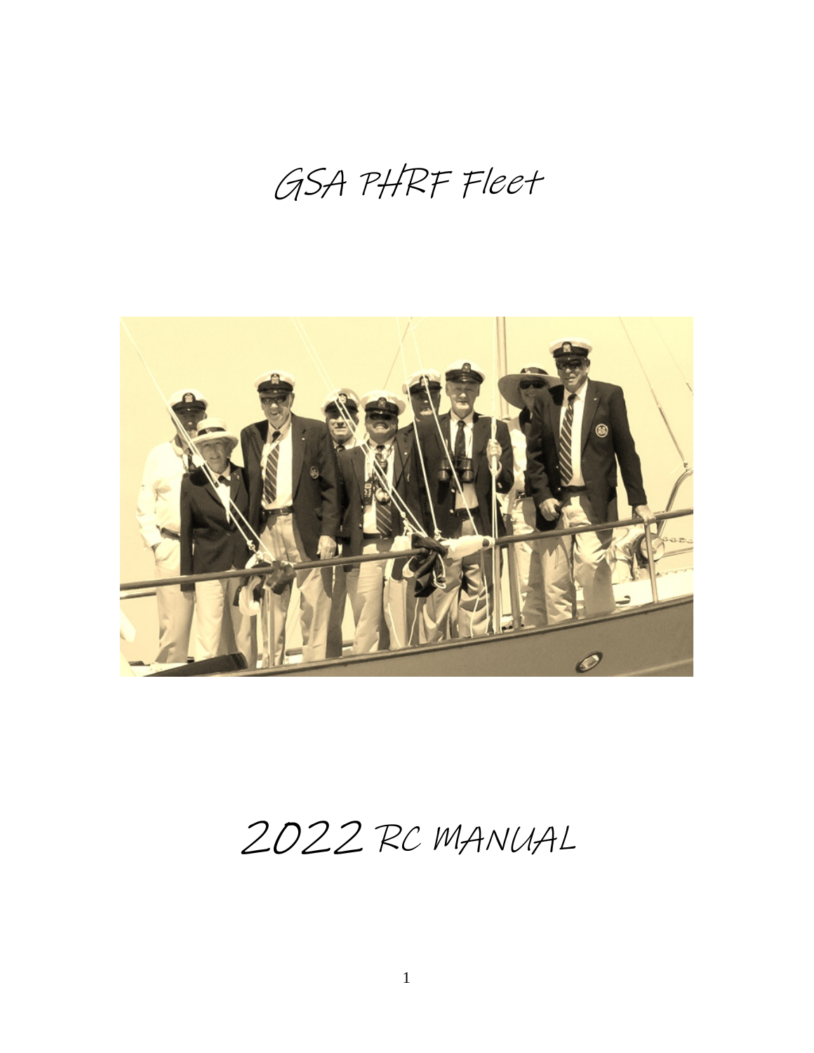# GSA PHRF Fleet

# 2022 RC MANUAL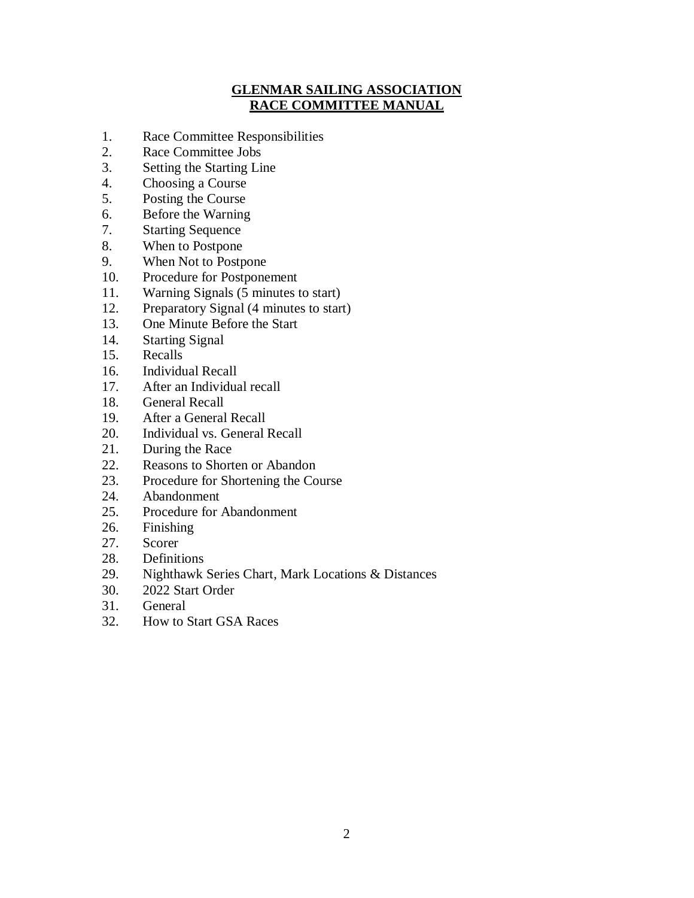# GLENMAR SAILING ASSOCIATION
# RACE COMMITTEE MANUAL

1. Race Committee Responsibilities
2. Race Committee Jobs
3. Setting the Starting Line
4. Choosing a Course
5. Posting the Course
6. Before the Warning
7. Starting Sequence
8. When to Postpone
9. When Not to Postpone
10. Procedure for Postponement
11. Warning Signals (5 minutes to start)
12. Preparatory Signal (4 minutes to start)
13. One Minute Before the Start
14. Starting Signal
15. Recalls
16. Individual Recall
17. After an Individual recall
18. General Recall
19. After a General Recall
20. Individual vs. General Recall
21. During the Race
22. Reasons to Shorten or Abandon
23. Procedure for Shortening the Course
24. Abandonment
25. Procedure for Abandonment
26. Finishing
27. Scorer
28. Definitions
29. Nighthawk Series Chart, Mark Locations & Distances
30. 2022 Start Order
31. General
32. How to Start GSA Races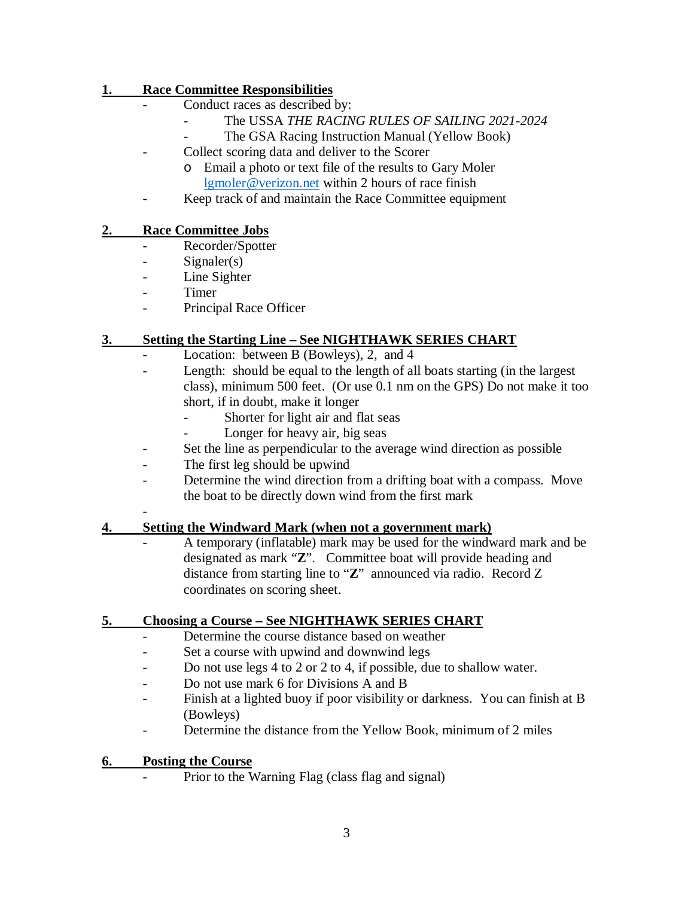## 1. Race Committee Responsibilities

- Conduct races as described by:
  - The USSA *THE RACING RULES OF SAILING 2021-2024*
  - The GSA Racing Instruction Manual (Yellow Book)
- Collect scoring data and deliver to the Scorer
  - o Email a photo or text file of the results to Gary Moler lgmoler@verizon.net within 2 hours of race finish
- Keep track of and maintain the Race Committee equipment

## 2. Race Committee Jobs

- Recorder/Spotter
- Signaler(s)
- Line Sighter
- Timer
- Principal Race Officer

## 3. Setting the Starting Line – See NIGHTHAWK SERIES CHART

- Location: between B (Bowleys), 2, and 4
- Length: should be equal to the length of all boats starting (in the largest class), minimum 500 feet. (Or use 0.1 nm on the GPS) Do not make it too short, if in doubt, make it longer
  - Shorter for light air and flat seas
  - Longer for heavy air, big seas
- Set the line as perpendicular to the average wind direction as possible
- The first leg should be upwind
- Determine the wind direction from a drifting boat with a compass. Move the boat to be directly down wind from the first mark
-

## 4. Setting the Windward Mark (when not a government mark)

- A temporary (inflatable) mark may be used for the windward mark and be designated as mark "**Z**". Committee boat will provide heading and distance from starting line to "**Z**" announced via radio. Record Z coordinates on scoring sheet.

## 5. Choosing a Course – See NIGHTHAWK SERIES CHART

- Determine the course distance based on weather
- Set a course with upwind and downwind legs
- Do not use legs 4 to 2 or 2 to 4, if possible, due to shallow water.
- Do not use mark 6 for Divisions A and B
- Finish at a lighted buoy if poor visibility or darkness. You can finish at B (Bowleys)
- Determine the distance from the Yellow Book, minimum of 2 miles

## 6. Posting the Course

- Prior to the Warning Flag (class flag and signal)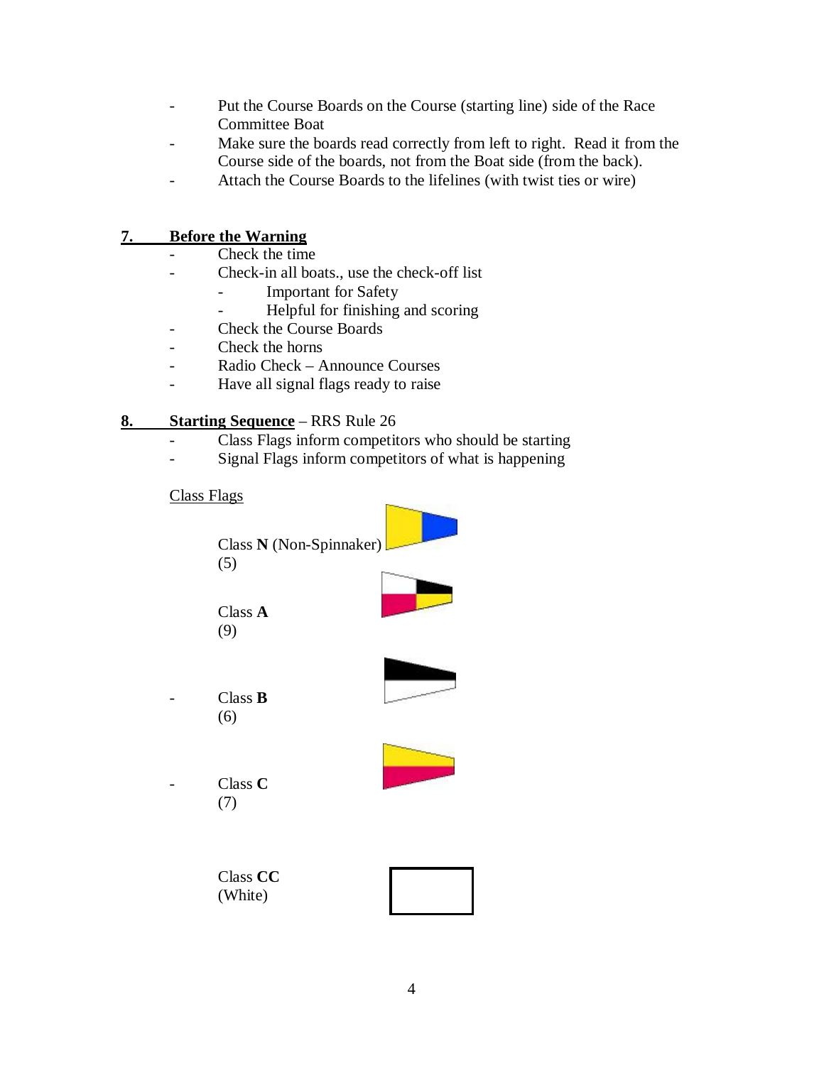- Put the Course Boards on the Course (starting line) side of the Race Committee Boat
- Make sure the boards read correctly from left to right. Read it from the Course side of the boards, not from the Boat side (from the back).
- Attach the Course Boards to the lifelines (with twist ties or wire)

## 7. Before the Warning

- Check the time
- Check-in all boats., use the check-off list
  - Important for Safety
  - Helpful for finishing and scoring
- Check the Course Boards
- Check the horns
- Radio Check – Announce Courses
- Have all signal flags ready to raise

## 8. Starting Sequence – RRS Rule 26

- Class Flags inform competitors who should be starting
- Signal Flags inform competitors of what is happening

Class Flags

Class **N** (Non-Spinnaker)
(5)

Class **A**
(9)

- Class **B**
(6)

- Class **C**
(7)

Class **CC**
(White)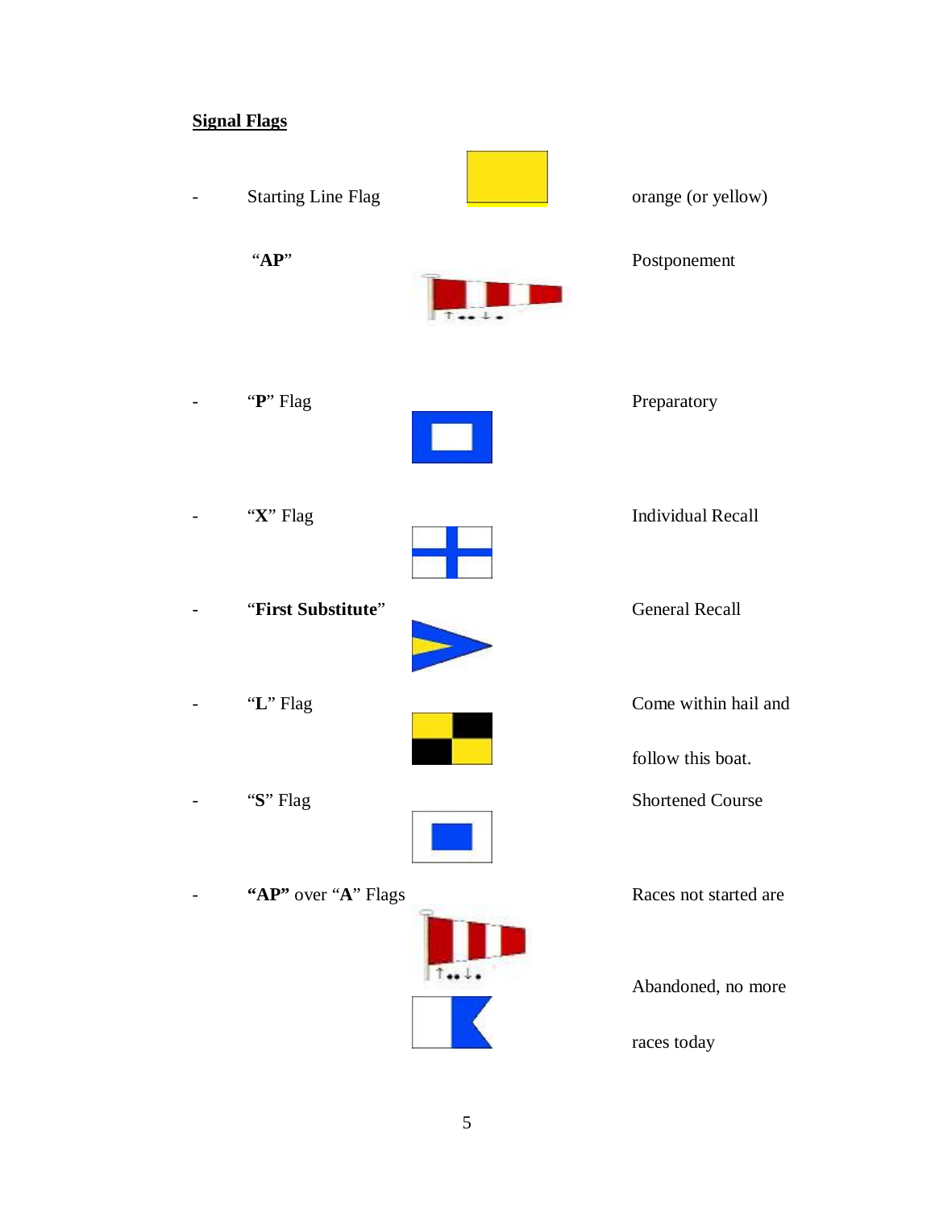**<u>Signal Flags</u>**

- Starting Line Flag — orange (or yellow)

"**AP**" — Postponement

- "**P**" Flag — Preparatory

- "**X**" Flag — Individual Recall

- "**First Substitute**" — General Recall

- "**L**" Flag — Come within hail and follow this boat.

- "**S**" Flag — Shortened Course

- **"AP"** over "**A**" Flags — Races not started are Abandoned, no more races today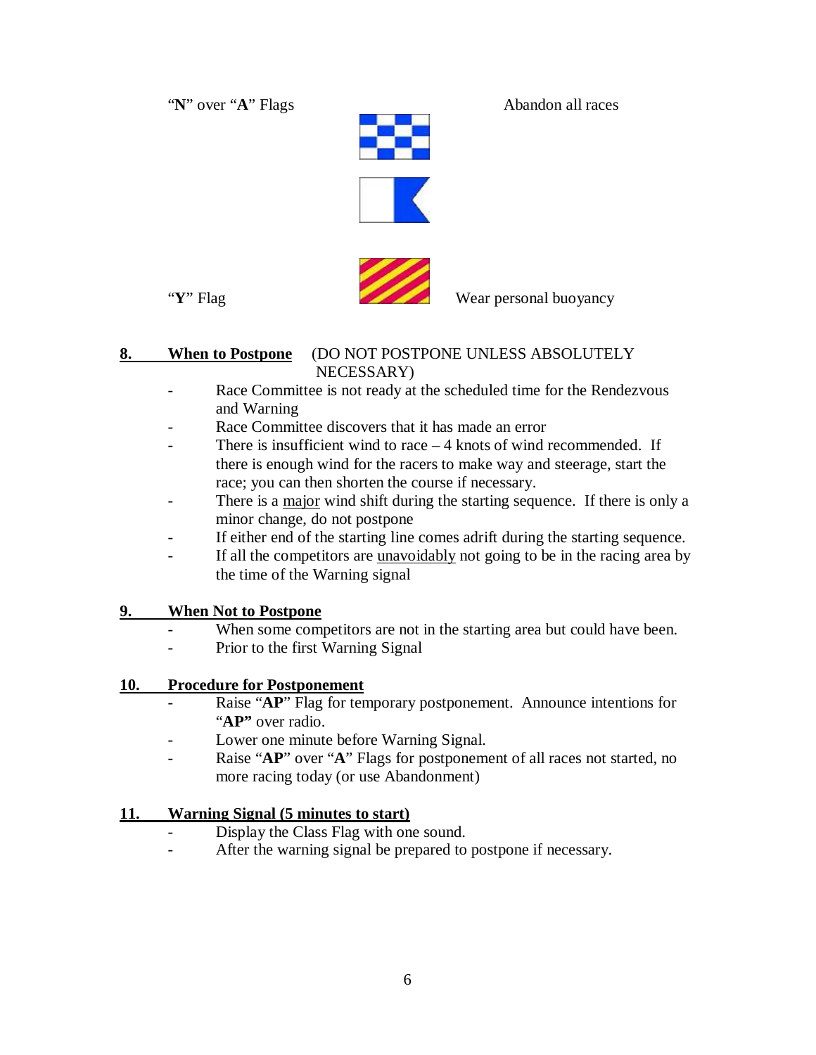"**N**" over "**A**" Flags — Abandon all races

"**Y**" Flag — Wear personal buoyancy

## 8. When to Postpone (DO NOT POSTPONE UNLESS ABSOLUTELY NECESSARY)

- Race Committee is not ready at the scheduled time for the Rendezvous and Warning
- Race Committee discovers that it has made an error
- There is insufficient wind to race – 4 knots of wind recommended. If there is enough wind for the racers to make way and steerage, start the race; you can then shorten the course if necessary.
- There is a major wind shift during the starting sequence. If there is only a minor change, do not postpone
- If either end of the starting line comes adrift during the starting sequence.
- If all the competitors are unavoidably not going to be in the racing area by the time of the Warning signal

## 9. When Not to Postpone

- When some competitors are not in the starting area but could have been.
- Prior to the first Warning Signal

## 10. Procedure for Postponement

- Raise "**AP**" Flag for temporary postponement. Announce intentions for "**AP"** over radio.
- Lower one minute before Warning Signal.
- Raise "**AP**" over "**A**" Flags for postponement of all races not started, no more racing today (or use Abandonment)

## 11. Warning Signal (5 minutes to start)

- Display the Class Flag with one sound.
- After the warning signal be prepared to postpone if necessary.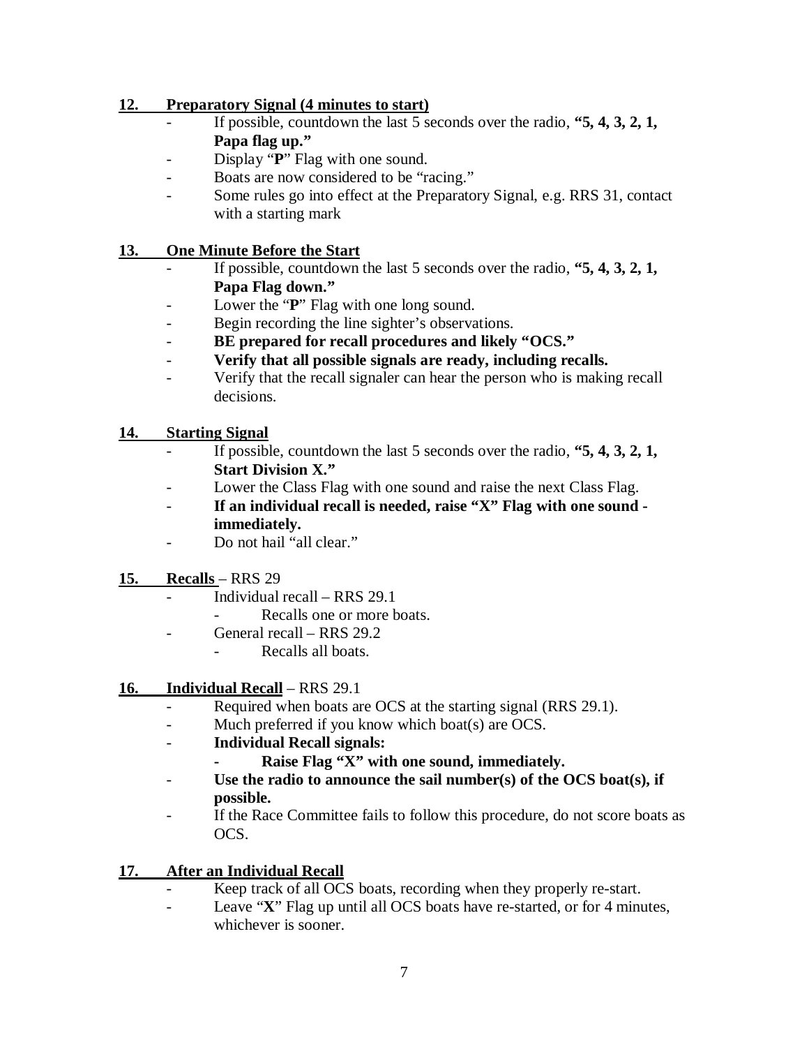## 12. Preparatory Signal (4 minutes to start)

- If possible, countdown the last 5 seconds over the radio, **"5, 4, 3, 2, 1, Papa flag up."**
- Display "**P**" Flag with one sound.
- Boats are now considered to be "racing."
- Some rules go into effect at the Preparatory Signal, e.g. RRS 31, contact with a starting mark

## 13. One Minute Before the Start

- If possible, countdown the last 5 seconds over the radio, **"5, 4, 3, 2, 1, Papa Flag down."**
- Lower the "**P**" Flag with one long sound.
- Begin recording the line sighter's observations.
- **BE prepared for recall procedures and likely "OCS."**
- **Verify that all possible signals are ready, including recalls.**
- Verify that the recall signaler can hear the person who is making recall decisions.

## 14. Starting Signal

- If possible, countdown the last 5 seconds over the radio, **"5, 4, 3, 2, 1, Start Division X."**
- Lower the Class Flag with one sound and raise the next Class Flag.
- **If an individual recall is needed, raise "X" Flag with one sound - immediately.**
- Do not hail "all clear."

## 15. Recalls – RRS 29

- Individual recall – RRS 29.1
  - Recalls one or more boats.
- General recall – RRS 29.2
  - Recalls all boats.

## 16. Individual Recall – RRS 29.1

- Required when boats are OCS at the starting signal (RRS 29.1).
- Much preferred if you know which boat(s) are OCS.
- **Individual Recall signals:**
  - **Raise Flag "X" with one sound, immediately.**
- **Use the radio to announce the sail number(s) of the OCS boat(s), if possible.**
- If the Race Committee fails to follow this procedure, do not score boats as OCS.

## 17. After an Individual Recall

- Keep track of all OCS boats, recording when they properly re-start.
- Leave "**X**" Flag up until all OCS boats have re-started, or for 4 minutes, whichever is sooner.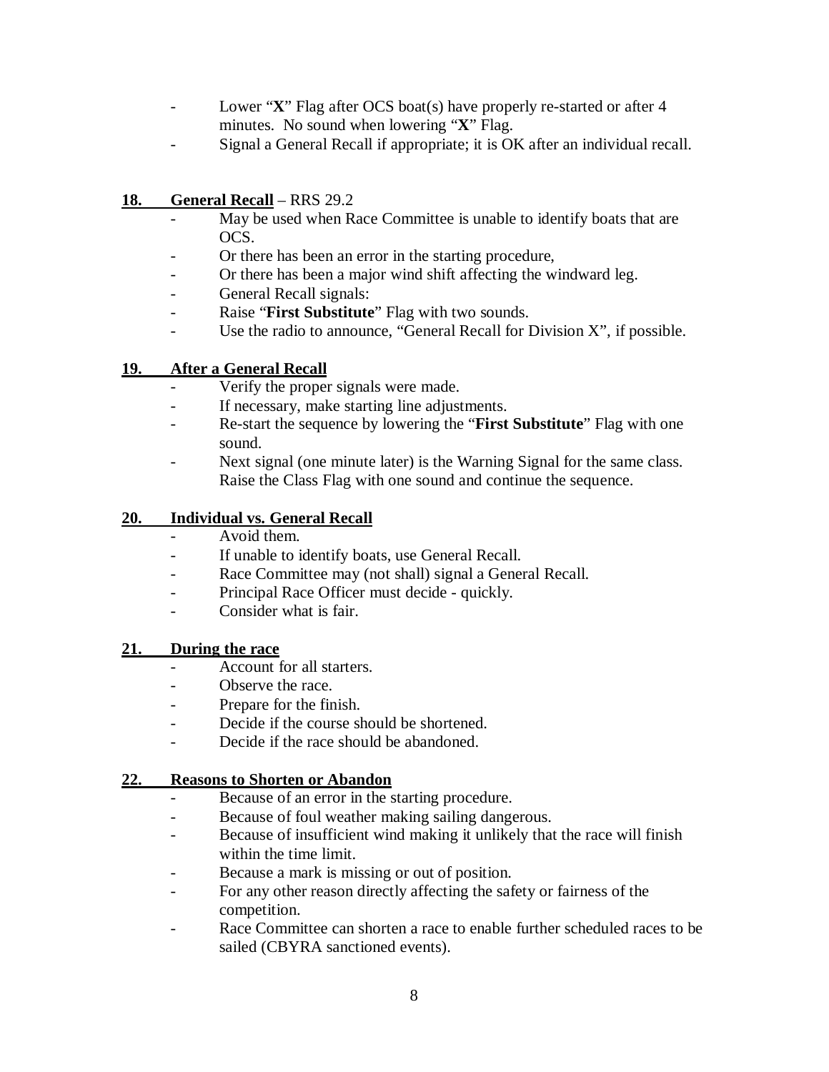- Lower “**X**” Flag after OCS boat(s) have properly re-started or after 4 minutes. No sound when lowering “**X**” Flag.
- Signal a General Recall if appropriate; it is OK after an individual recall.

**18. General Recall** – RRS 29.2

- May be used when Race Committee is unable to identify boats that are OCS.
- Or there has been an error in the starting procedure,
- Or there has been a major wind shift affecting the windward leg.
- General Recall signals:
- Raise “**First Substitute**” Flag with two sounds.
- Use the radio to announce, “General Recall for Division X”, if possible.

**19. After a General Recall**

- Verify the proper signals were made.
- If necessary, make starting line adjustments.
- Re-start the sequence by lowering the “**First Substitute**” Flag with one sound.
- Next signal (one minute later) is the Warning Signal for the same class. Raise the Class Flag with one sound and continue the sequence.

**20. Individual vs. General Recall**

- Avoid them.
- If unable to identify boats, use General Recall.
- Race Committee may (not shall) signal a General Recall.
- Principal Race Officer must decide - quickly.
- Consider what is fair.

**21. During the race**

- Account for all starters.
- Observe the race.
- Prepare for the finish.
- Decide if the course should be shortened.
- Decide if the race should be abandoned.

**22. Reasons to Shorten or Abandon**

- Because of an error in the starting procedure.
- Because of foul weather making sailing dangerous.
- Because of insufficient wind making it unlikely that the race will finish within the time limit.
- Because a mark is missing or out of position.
- For any other reason directly affecting the safety or fairness of the competition.
- Race Committee can shorten a race to enable further scheduled races to be sailed (CBYRA sanctioned events).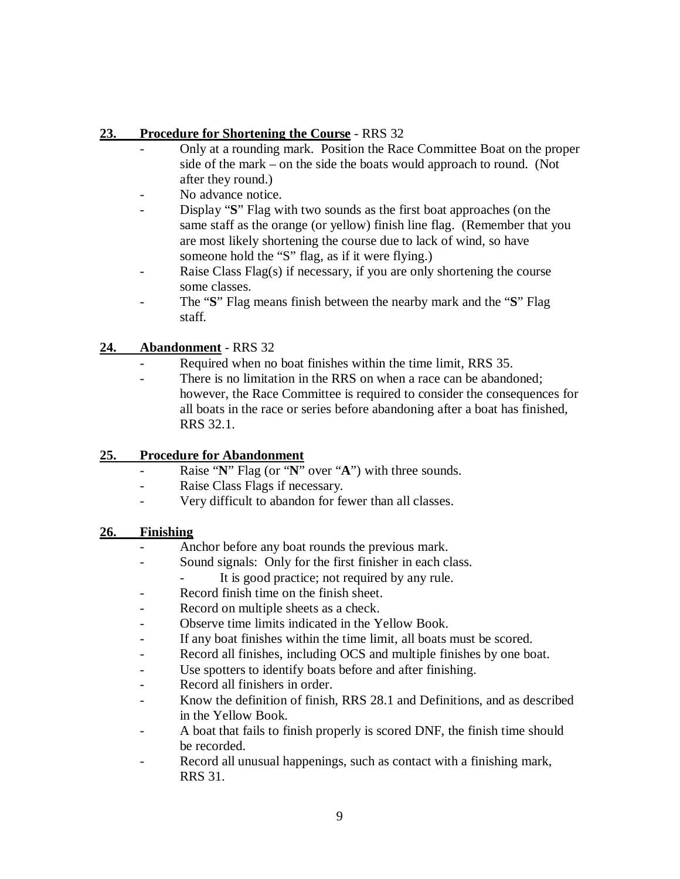**23. Procedure for Shortening the Course** - RRS 32

- Only at a rounding mark. Position the Race Committee Boat on the proper side of the mark – on the side the boats would approach to round. (Not after they round.)
- No advance notice.
- Display "**S**" Flag with two sounds as the first boat approaches (on the same staff as the orange (or yellow) finish line flag. (Remember that you are most likely shortening the course due to lack of wind, so have someone hold the "S" flag, as if it were flying.)
- Raise Class Flag(s) if necessary, if you are only shortening the course some classes.
- The "**S**" Flag means finish between the nearby mark and the "**S**" Flag staff.

**24. Abandonment** - RRS 32

- Required when no boat finishes within the time limit, RRS 35.
- There is no limitation in the RRS on when a race can be abandoned; however, the Race Committee is required to consider the consequences for all boats in the race or series before abandoning after a boat has finished, RRS 32.1.

**25. Procedure for Abandonment**

- Raise "**N**" Flag (or "**N**" over "**A**") with three sounds.
- Raise Class Flags if necessary.
- Very difficult to abandon for fewer than all classes.

**26. Finishing**

- Anchor before any boat rounds the previous mark.
- Sound signals: Only for the first finisher in each class.
  - It is good practice; not required by any rule.
- Record finish time on the finish sheet.
- Record on multiple sheets as a check.
- Observe time limits indicated in the Yellow Book.
- If any boat finishes within the time limit, all boats must be scored.
- Record all finishes, including OCS and multiple finishes by one boat.
- Use spotters to identify boats before and after finishing.
- Record all finishers in order.
- Know the definition of finish, RRS 28.1 and Definitions, and as described in the Yellow Book.
- A boat that fails to finish properly is scored DNF, the finish time should be recorded.
- Record all unusual happenings, such as contact with a finishing mark, RRS 31.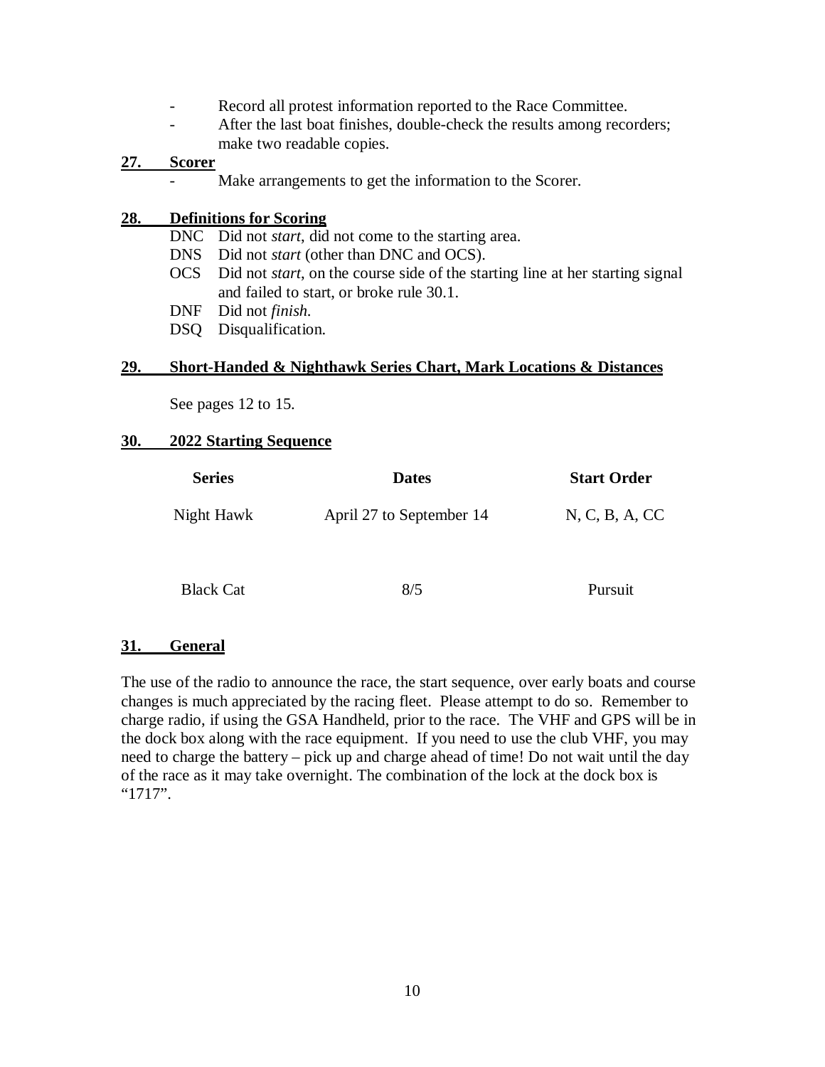- Record all protest information reported to the Race Committee.
- After the last boat finishes, double-check the results among recorders; make two readable copies.

## 27. Scorer

- Make arrangements to get the information to the Scorer.

## 28. Definitions for Scoring

DNC Did not *start*, did not come to the starting area.
DNS Did not *start* (other than DNC and OCS).
OCS Did not *start*, on the course side of the starting line at her starting signal and failed to start, or broke rule 30.1.
DNF Did not *finish.*
DSQ Disqualification.

## 29. Short-Handed & Nighthawk Series Chart, Mark Locations & Distances

See pages 12 to 15.

## 30. 2022 Starting Sequence

| Series | Dates | Start Order |
| --- | --- | --- |
| Night Hawk | April 27 to September 14 | N, C, B, A, CC |
| Black Cat | 8/5 | Pursuit |

## 31. General

The use of the radio to announce the race, the start sequence, over early boats and course changes is much appreciated by the racing fleet. Please attempt to do so. Remember to charge radio, if using the GSA Handheld, prior to the race. The VHF and GPS will be in the dock box along with the race equipment. If you need to use the club VHF, you may need to charge the battery – pick up and charge ahead of time! Do not wait until the day of the race as it may take overnight. The combination of the lock at the dock box is "1717".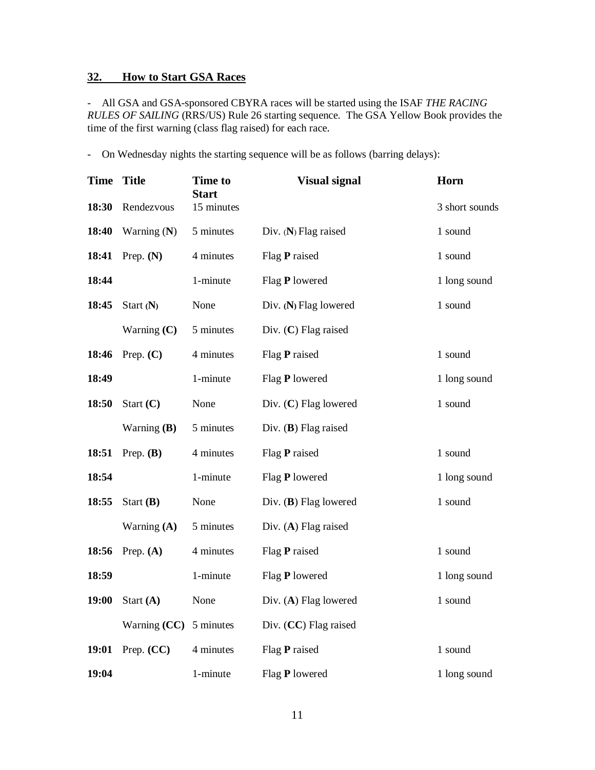## 32. How to Start GSA Races

- All GSA and GSA-sponsored CBYRA races will be started using the ISAF *THE RACING RULES OF SAILING* (RRS/US) Rule 26 starting sequence. The GSA Yellow Book provides the time of the first warning (class flag raised) for each race.

- On Wednesday nights the starting sequence will be as follows (barring delays):

| Time | Title | Time to Start | Visual signal | Horn |
|---|---|---|---|---|
| **18:30** | Rendezvous | 15 minutes | | 3 short sounds |
| **18:40** | Warning (**N**) | 5 minutes | Div. (**N**) Flag raised | 1 sound |
| **18:41** | Prep. **(N)** | 4 minutes | Flag **P** raised | 1 sound |
| **18:44** | | 1-minute | Flag **P** lowered | 1 long sound |
| **18:45** | Start (**N**) | None | Div. (**N**) Flag lowered | 1 sound |
| | Warning **(C)** | 5 minutes | Div. (**C**) Flag raised | |
| **18:46** | Prep. **(C)** | 4 minutes | Flag **P** raised | 1 sound |
| **18:49** | | 1-minute | Flag **P** lowered | 1 long sound |
| **18:50** | Start **(C)** | None | Div. (**C**) Flag lowered | 1 sound |
| | Warning **(B)** | 5 minutes | Div. (**B**) Flag raised | |
| **18:51** | Prep. **(B)** | 4 minutes | Flag **P** raised | 1 sound |
| **18:54** | | 1-minute | Flag **P** lowered | 1 long sound |
| **18:55** | Start **(B)** | None | Div. (**B**) Flag lowered | 1 sound |
| | Warning **(A)** | 5 minutes | Div. (**A**) Flag raised | |
| **18:56** | Prep. **(A)** | 4 minutes | Flag **P** raised | 1 sound |
| **18:59** | | 1-minute | Flag **P** lowered | 1 long sound |
| **19:00** | Start **(A)** | None | Div. (**A**) Flag lowered | 1 sound |
| | Warning **(CC)** | 5 minutes | Div. (**CC**) Flag raised | |
| **19:01** | Prep. **(CC)** | 4 minutes | Flag **P** raised | 1 sound |
| **19:04** | | 1-minute | Flag **P** lowered | 1 long sound |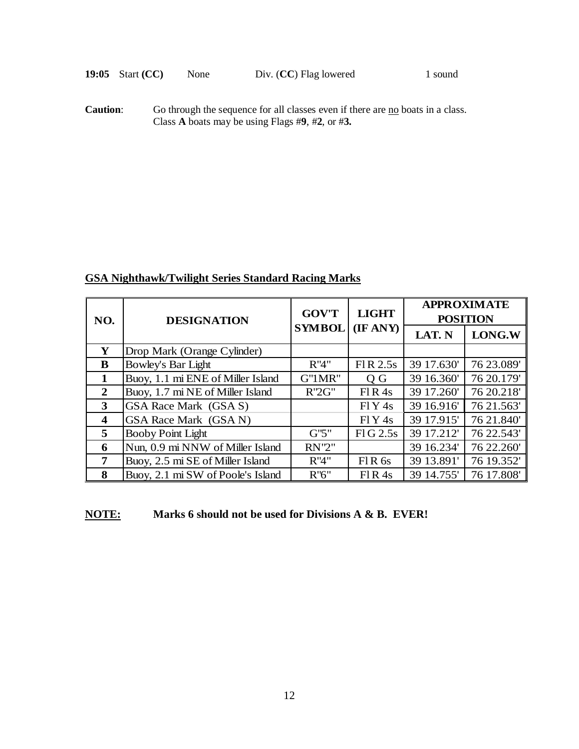| **19:05** Start **(CC)** | None | Div. (**CC**) Flag lowered | 1 sound |
|---|---|---|---|

**Caution**: Go through the sequence for all classes even if there are no boats in a class. Class **A** boats may be using Flags #**9**, #**2**, or #**3.**

## GSA Nighthawk/Twilight Series Standard Racing Marks

| NO. | DESIGNATION | GOV'T SYMBOL | LIGHT (IF ANY) | APPROXIMATE POSITION | |
|---|---|---|---|---|---|
| | | | | LAT. N | LONG.W |
| **Y** | Drop Mark (Orange Cylinder) | | | | |
| **B** | Bowley's Bar Light | R"4" | Fl R 2.5s | 39 17.630' | 76 23.089' |
| **1** | Buoy, 1.1 mi ENE of Miller Island | G"1MR" | Q G | 39 16.360' | 76 20.179' |
| **2** | Buoy, 1.7 mi NE of Miller Island | R"2G" | Fl R 4s | 39 17.260' | 76 20.218' |
| **3** | GSA Race Mark (GSA S) | | Fl Y 4s | 39 16.916' | 76 21.563' |
| **4** | GSA Race Mark (GSA N) | | Fl Y 4s | 39 17.915' | 76 21.840' |
| **5** | Booby Point Light | G"5" | Fl G 2.5s | 39 17.212' | 76 22.543' |
| **6** | Nun, 0.9 mi NNW of Miller Island | RN"2" | | 39 16.234' | 76 22.260' |
| **7** | Buoy, 2.5 mi SE of Miller Island | R"4" | Fl R 6s | 39 13.891' | 76 19.352' |
| **8** | Buoy, 2.1 mi SW of Poole's Island | R"6" | Fl R 4s | 39 14.755' | 76 17.808' |

**NOTE:** **Marks 6 should not be used for Divisions A & B. EVER!**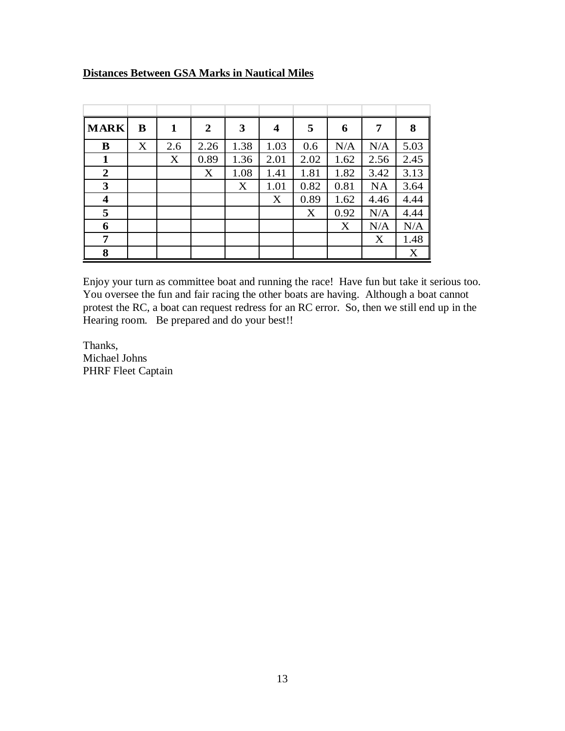**Distances Between GSA Marks in Nautical Miles**

| MARK | B | 1 | 2 | 3 | 4 | 5 | 6 | 7 | 8 |
|---|---|---|---|---|---|---|---|---|---|
| **B** | X | 2.6 | 2.26 | 1.38 | 1.03 | 0.6 | N/A | N/A | 5.03 |
| **1** | | X | 0.89 | 1.36 | 2.01 | 2.02 | 1.62 | 2.56 | 2.45 |
| **2** | | | X | 1.08 | 1.41 | 1.81 | 1.82 | 3.42 | 3.13 |
| **3** | | | | X | 1.01 | 0.82 | 0.81 | NA | 3.64 |
| **4** | | | | | X | 0.89 | 1.62 | 4.46 | 4.44 |
| **5** | | | | | | X | 0.92 | N/A | 4.44 |
| **6** | | | | | | | X | N/A | N/A |
| **7** | | | | | | | | X | 1.48 |
| **8** | | | | | | | | | X |

Enjoy your turn as committee boat and running the race! Have fun but take it serious too. You oversee the fun and fair racing the other boats are having. Although a boat cannot protest the RC, a boat can request redress for an RC error. So, then we still end up in the Hearing room. Be prepared and do your best!!

Thanks,
Michael Johns
PHRF Fleet Captain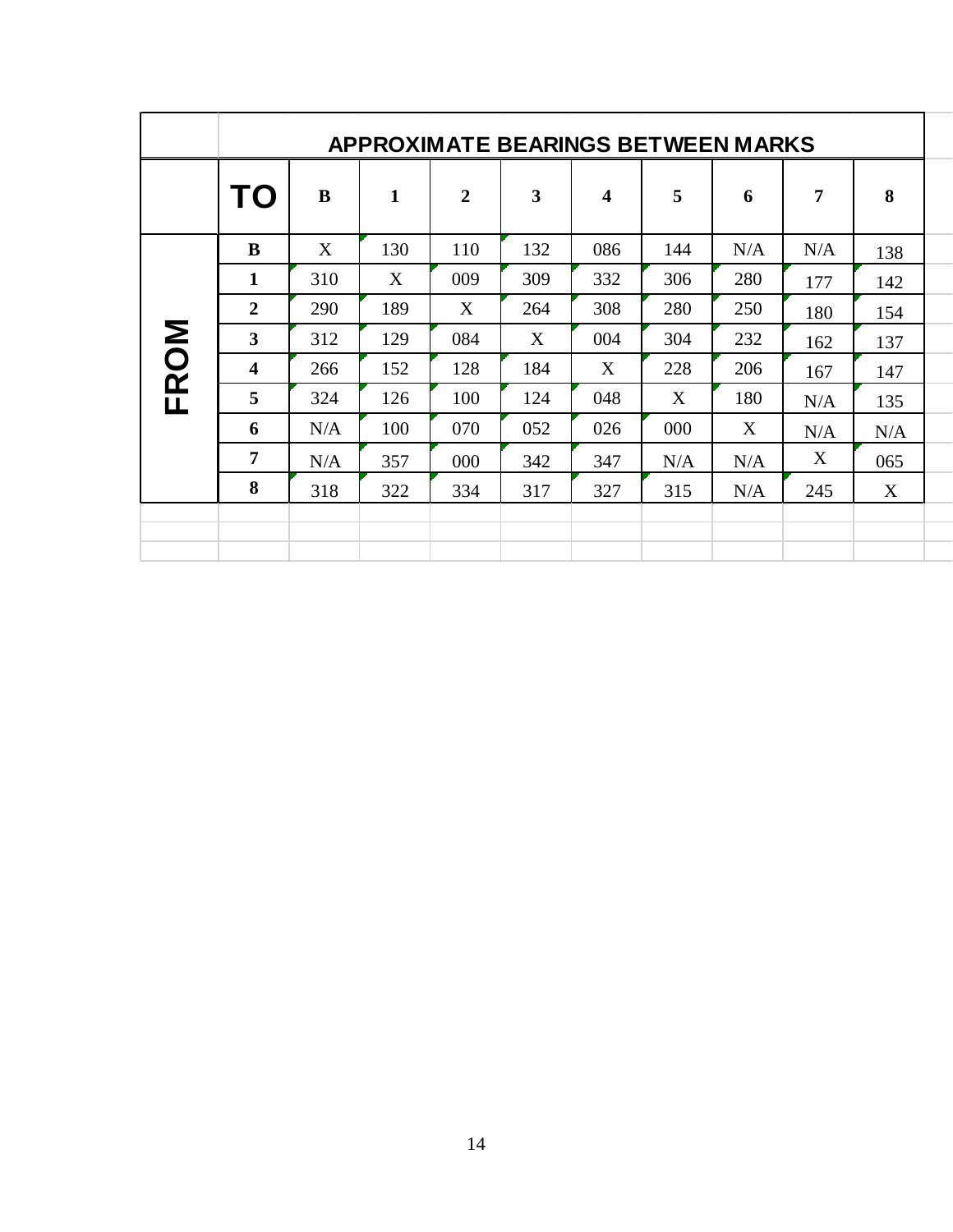## APPROXIMATE BEARINGS BETWEEN MARKS

| FROM \ TO | B | 1 | 2 | 3 | 4 | 5 | 6 | 7 | 8 |
|---|---|---|---|---|---|---|---|---|---|
| **B** | X | 130 | 110 | 132 | 086 | 144 | N/A | N/A | 138 |
| **1** | 310 | X | 009 | 309 | 332 | 306 | 280 | 177 | 142 |
| **2** | 290 | 189 | X | 264 | 308 | 280 | 250 | 180 | 154 |
| **3** | 312 | 129 | 084 | X | 004 | 304 | 232 | 162 | 137 |
| **4** | 266 | 152 | 128 | 184 | X | 228 | 206 | 167 | 147 |
| **5** | 324 | 126 | 100 | 124 | 048 | X | 180 | N/A | 135 |
| **6** | N/A | 100 | 070 | 052 | 026 | 000 | X | N/A | N/A |
| **7** | N/A | 357 | 000 | 342 | 347 | N/A | N/A | X | 065 |
| **8** | 318 | 322 | 334 | 317 | 327 | 315 | N/A | 245 | X |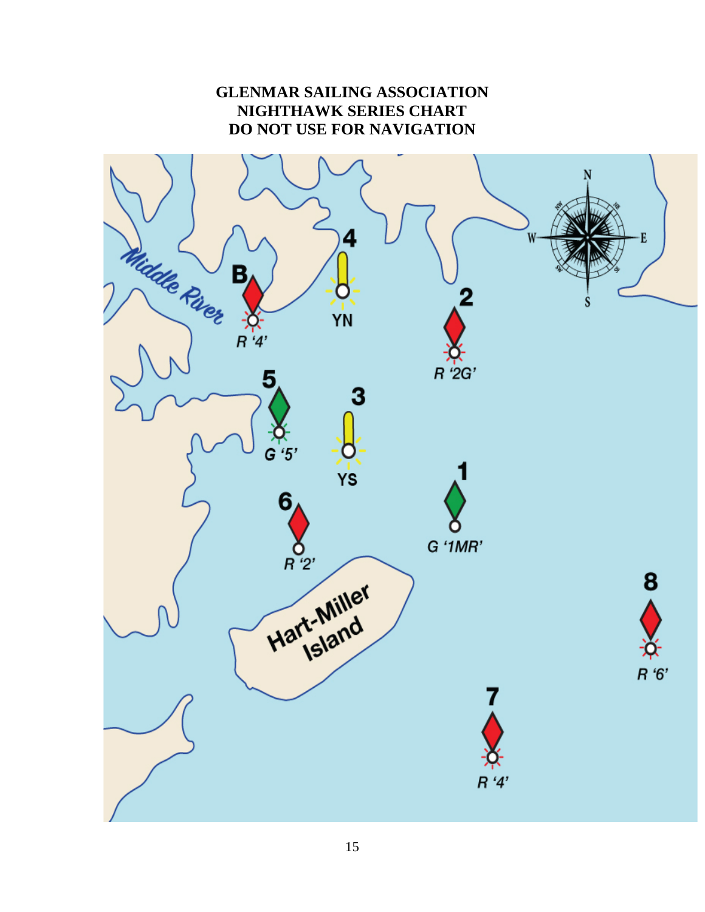**GLENMAR SAILING ASSOCIATION**
**NIGHTHAWK SERIES CHART**
**DO NOT USE FOR NAVIGATION**

Middle River

B
R '4'

4
YN

2
R '2G'

5
G '5'

3
YS

1
G '1MR'

6
R '2'

Hart-Miller Island

8
R '6'

7
R '4'

N
S
E
W